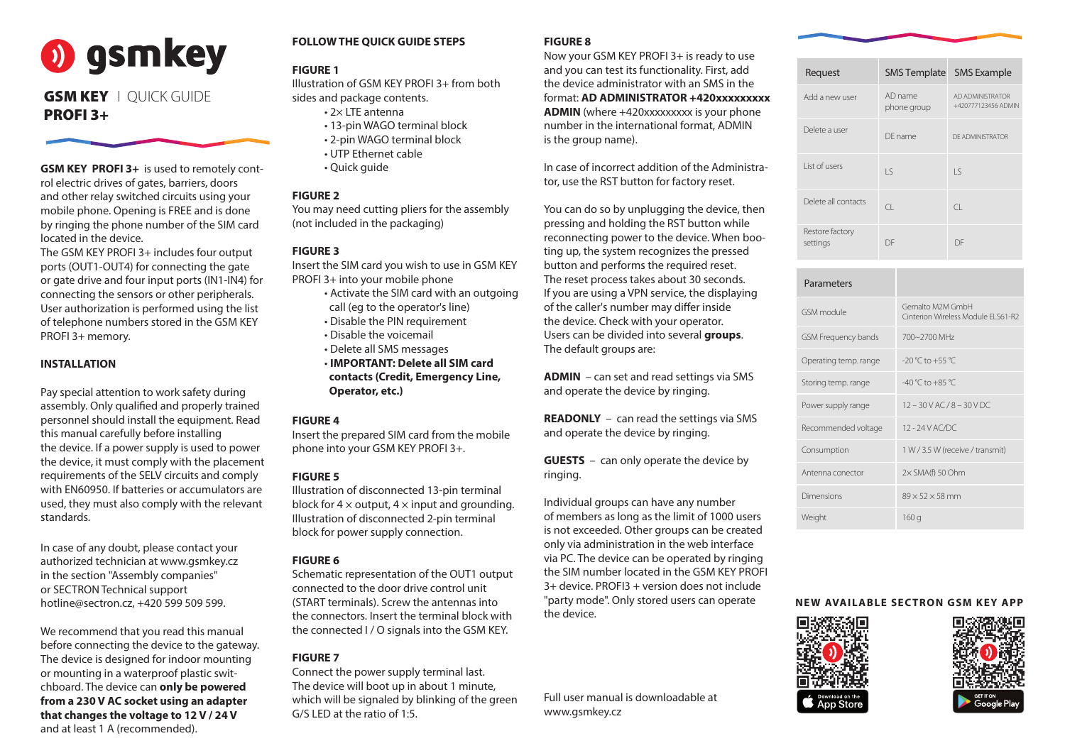# gsmkey

**GSM KEY** | QUICK GUIDE
**PROFI 3+**

**GSM KEY PROFI 3+** is used to remotely control electric drives of gates, barriers, doors and other relay switched circuits using your mobile phone. Opening is FREE and is done by ringing the phone number of the SIM card located in the device.
The GSM KEY PROFI 3+ includes four output ports (OUT1-OUT4) for connecting the gate or gate drive and four input ports (IN1-IN4) for connecting the sensors or other peripherals. User authorization is performed using the list of telephone numbers stored in the GSM KEY PROFI 3+ memory.

## INSTALLATION

Pay special attention to work safety during assembly. Only qualified and properly trained personnel should install the equipment. Read this manual carefully before installing the device. If a power supply is used to power the device, it must comply with the placement requirements of the SELV circuits and comply with EN60950. If batteries or accumulators are used, they must also comply with the relevant standards.

In case of any doubt, please contact your authorized technician at www.gsmkey.cz in the section "Assembly companies" or SECTRON Technical support hotline@sectron.cz, +420 599 509 599.

We recommend that you read this manual before connecting the device to the gateway. The device is designed for indoor mounting or mounting in a waterproof plastic switchboard. The device can **only be powered from a 230 V AC socket using an adapter that changes the voltage to 12 V / 24 V** and at least 1 A (recommended).

## FOLLOW THE QUICK GUIDE STEPS

**FIGURE 1**
Illustration of GSM KEY PROFI 3+ from both sides and package contents.

- 2× LTE antenna
- 13-pin WAGO terminal block
- 2-pin WAGO terminal block
- UTP Ethernet cable
- Quick guide

**FIGURE 2**
You may need cutting pliers for the assembly (not included in the packaging)

**FIGURE 3**
Insert the SIM card you wish to use in GSM KEY PROFI 3+ into your mobile phone

- Activate the SIM card with an outgoing call (eg to the operator's line)
- Disable the PIN requirement
- Disable the voicemail
- Delete all SMS messages
- **IMPORTANT: Delete all SIM card contacts (Credit, Emergency Line, Operator, etc.)**

**FIGURE 4**
Insert the prepared SIM card from the mobile phone into your GSM KEY PROFI 3+.

**FIGURE 5**
Illustration of disconnected 13-pin terminal block for 4 × output, 4 × input and grounding. Illustration of disconnected 2-pin terminal block for power supply connection.

**FIGURE 6**
Schematic representation of the OUT1 output connected to the door drive control unit (START terminals). Screw the antennas into the connectors. Insert the terminal block with the connected I / O signals into the GSM KEY.

**FIGURE 7**
Connect the power supply terminal last. The device will boot up in about 1 minute, which will be signaled by blinking of the green G/S LED at the ratio of 1:5.

**FIGURE 8**
Now your GSM KEY PROFI 3+ is ready to use and you can test its functionality. First, add the device administrator with an SMS in the format: **AD ADMINISTRATOR +420xxxxxxxxx ADMIN** (where +420xxxxxxxxx is your phone number in the international format, ADMIN is the group name).

In case of incorrect addition of the Administrator, use the RST button for factory reset.

You can do so by unplugging the device, then pressing and holding the RST button while reconnecting power to the device. When booting up, the system recognizes the pressed button and performs the required reset. The reset process takes about 30 seconds. If you are using a VPN service, the displaying of the caller's number may differ inside the device. Check with your operator.
Users can be divided into several **groups**. The default groups are:

**ADMIN** – can set and read settings via SMS and operate the device by ringing.

**READONLY** – can read the settings via SMS and operate the device by ringing.

**GUESTS** – can only operate the device by ringing.

Individual groups can have any number of members as long as the limit of 1000 users is not exceeded. Other groups can be created only via administration in the web interface via PC. The device can be operated by ringing the SIM number located in the GSM KEY PROFI 3+ device. PROFI3 + version does not include "party mode". Only stored users can operate the device.

Full user manual is downloadable at www.gsmkey.cz

| Request | SMS Template | SMS Example |
|---|---|---|
| Add a new user | AD name phone group | AD ADMINISTRATOR +420777123456 ADMIN |
| Delete a user | DE name | DE ADMINISTRATOR |
| List of users | LS | LS |
| Delete all contacts | CL | CL |
| Restore factory settings | DF | DF |

| Parameters | |
|---|---|
| GSM module | Gemalto M2M GmbH Cinterion Wireless Module ELS61-R2 |
| GSM Frequency bands | 700~2700 MHz |
| Operating temp. range | -20 °C to +55 °C |
| Storing temp. range | -40 °C to +85 °C |
| Power supply range | 12 – 30 V AC / 8 – 30 V DC |
| Recommended voltage | 12 - 24 V AC/DC |
| Consumption | 1 W / 3.5 W (receive / transmit) |
| Antenna conector | 2× SMA(f) 50 Ohm |
| Dimensions | 89 × 52 × 58 mm |
| Weight | 160 g |

**NEW AVAILABLE SECTRON GSM KEY APP**

Download on the App Store

GET IT ON Google Play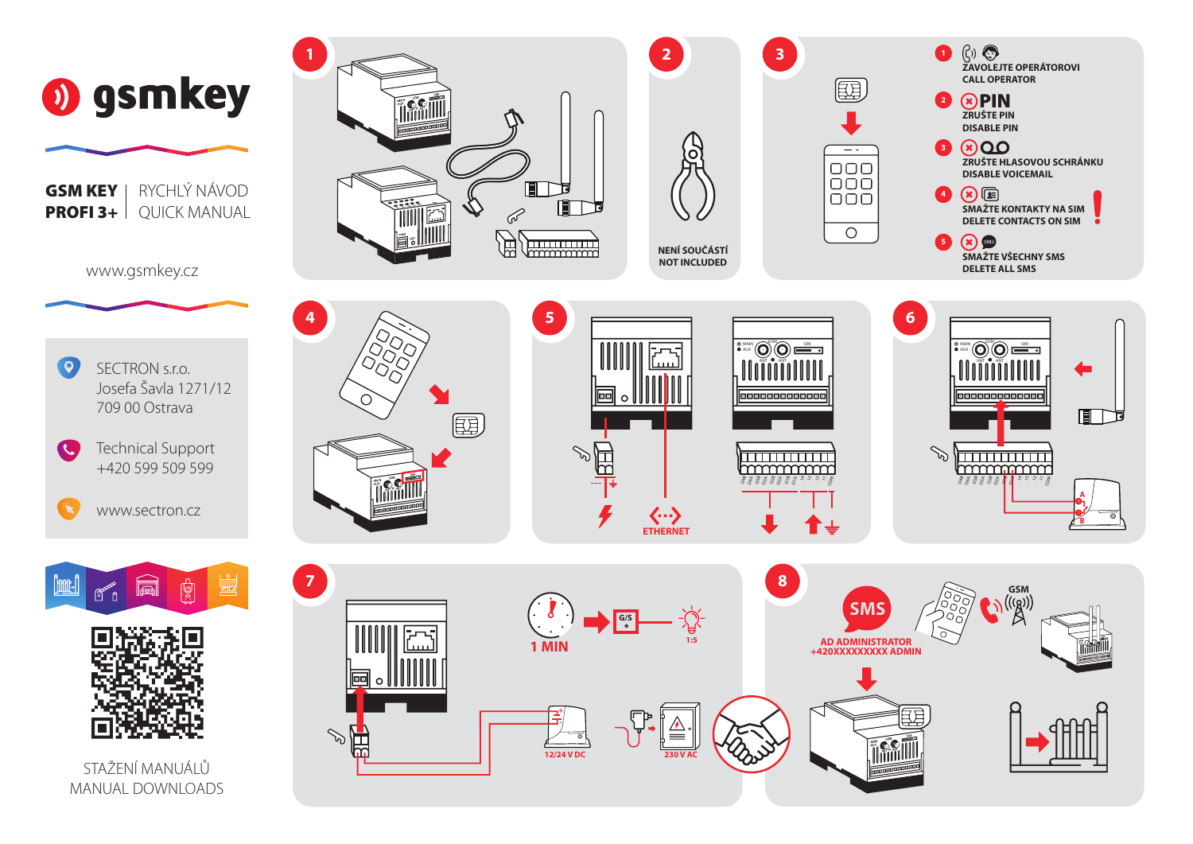# gsmkey

**GSM KEY PROFI 3+** | RYCHLÝ NÁVOD QUICK MANUAL

www.gsmkey.cz

SECTRON s.r.o.
Josefa Šavla 1271/12
709 00 Ostrava

Technical Support
+420 599 509 599

www.sectron.cz

STAŽENÍ MANUÁLŮ
MANUAL DOWNLOADS

## 1

## 2

NENÍ SOUČÁSTÍ
NOT INCLUDED

## 3

1. ZAVOLEJTE OPERÁTOROVI
   CALL OPERATOR
2. PIN
   ZRUŠTE PIN
   DISABLE PIN
3. ZRUŠTE HLASOVOU SCHRÁNKU
   DISABLE VOICEMAIL
4. SMAŽTE KONTAKTY NA SIM
   DELETE CONTACTS ON SIM
5. SMAŽTE VŠECHNY SMS
   DELETE ALL SMS

## 4

## 5

ETHERNET

## 6

## 7

1 MIN

G/S

1:5

12/24 V DC

230 V AC

## 8

SMS

AD ADMINISTRATOR
+420XXXXXXXXX ADMIN

GSM